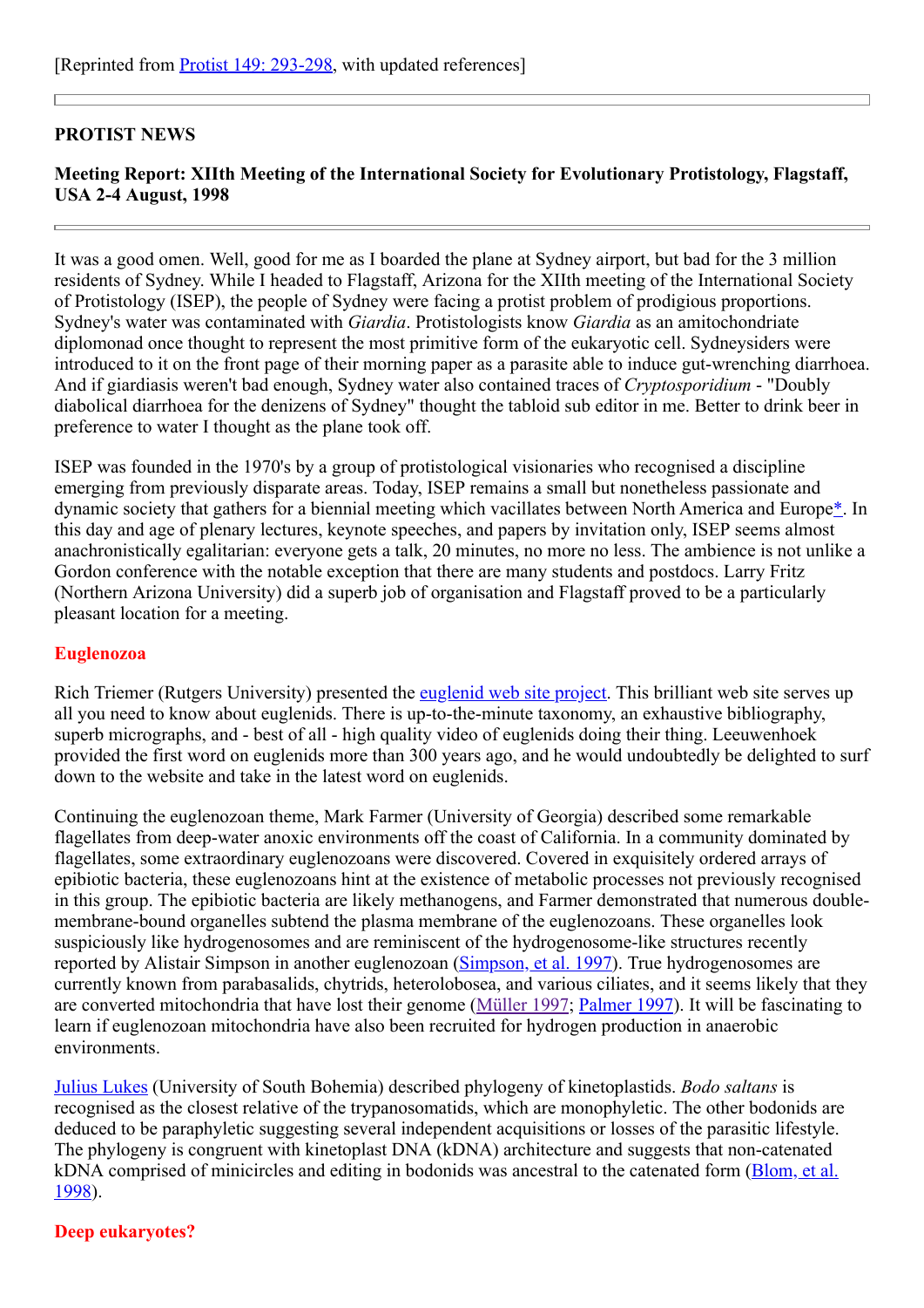[Reprinted from Protist 149: 293-298, with updated references]

---

## PROTIST NEWS

### Meeting Report: XIIth Meeting of the International Society for Evolutionary Protistology, Flagstaff, USA 2-4 August, 1998

---

It was a good omen. Well, good for me as I boarded the plane at Sydney airport, but bad for the 3 million residents of Sydney. While I headed to Flagstaff, Arizona for the XIIth meeting of the International Society of Protistology (ISEP), the people of Sydney were facing a protist problem of prodigious proportions. Sydney's water was contaminated with *Giardia*. Protistologists know *Giardia* as an amitochondriate diplomonad once thought to represent the most primitive form of the eukaryotic cell. Sydneysiders were introduced to it on the front page of their morning paper as a parasite able to induce gut-wrenching diarrhoea. And if giardiasis weren't bad enough, Sydney water also contained traces of *Cryptosporidium* - "Doubly diabolical diarrhoea for the denizens of Sydney" thought the tabloid sub editor in me. Better to drink beer in preference to water I thought as the plane took off.

ISEP was founded in the 1970's by a group of protistological visionaries who recognised a discipline emerging from previously disparate areas. Today, ISEP remains a small but nonetheless passionate and dynamic society that gathers for a biennial meeting which vacillates between North America and Europe*. In this day and age of plenary lectures, keynote speeches, and papers by invitation only, ISEP seems almost anachronistically egalitarian: everyone gets a talk, 20 minutes, no more no less. The ambience is not unlike a Gordon conference with the notable exception that there are many students and postdocs. Larry Fritz (Northern Arizona University) did a superb job of organisation and Flagstaff proved to be a particularly pleasant location for a meeting.

### Euglenozoa

Rich Triemer (Rutgers University) presented the euglenid web site project. This brilliant web site serves up all you need to know about euglenids. There is up-to-the-minute taxonomy, an exhaustive bibliography, superb micrographs, and - best of all - high quality video of euglenids doing their thing. Leeuwenhoek provided the first word on euglenids more than 300 years ago, and he would undoubtedly be delighted to surf down to the website and take in the latest word on euglenids.

Continuing the euglenozoan theme, Mark Farmer (University of Georgia) described some remarkable flagellates from deep-water anoxic environments off the coast of California. In a community dominated by flagellates, some extraordinary euglenozoans were discovered. Covered in exquisitely ordered arrays of epibiotic bacteria, these euglenozoans hint at the existence of metabolic processes not previously recognised in this group. The epibiotic bacteria are likely methanogens, and Farmer demonstrated that numerous double-membrane-bound organelles subtend the plasma membrane of the euglenozoans. These organelles look suspiciously like hydrogenosomes and are reminiscent of the hydrogenosome-like structures recently reported by Alistair Simpson in another euglenozoan (Simpson, et al. 1997). True hydrogenosomes are currently known from parabasalids, chytrids, heterolobosea, and various ciliates, and it seems likely that they are converted mitochondria that have lost their genome (Müller 1997; Palmer 1997). It will be fascinating to learn if euglenozoan mitochondria have also been recruited for hydrogen production in anaerobic environments.

Julius Lukes (University of South Bohemia) described phylogeny of kinetoplastids. *Bodo saltans* is recognised as the closest relative of the trypanosomatids, which are monophyletic. The other bodonids are deduced to be paraphyletic suggesting several independent acquisitions or losses of the parasitic lifestyle. The phylogeny is congruent with kinetoplast DNA (kDNA) architecture and suggests that non-catenated kDNA comprised of minicircles and editing in bodonids was ancestral to the catenated form (Blom, et al. 1998).

### Deep eukaryotes?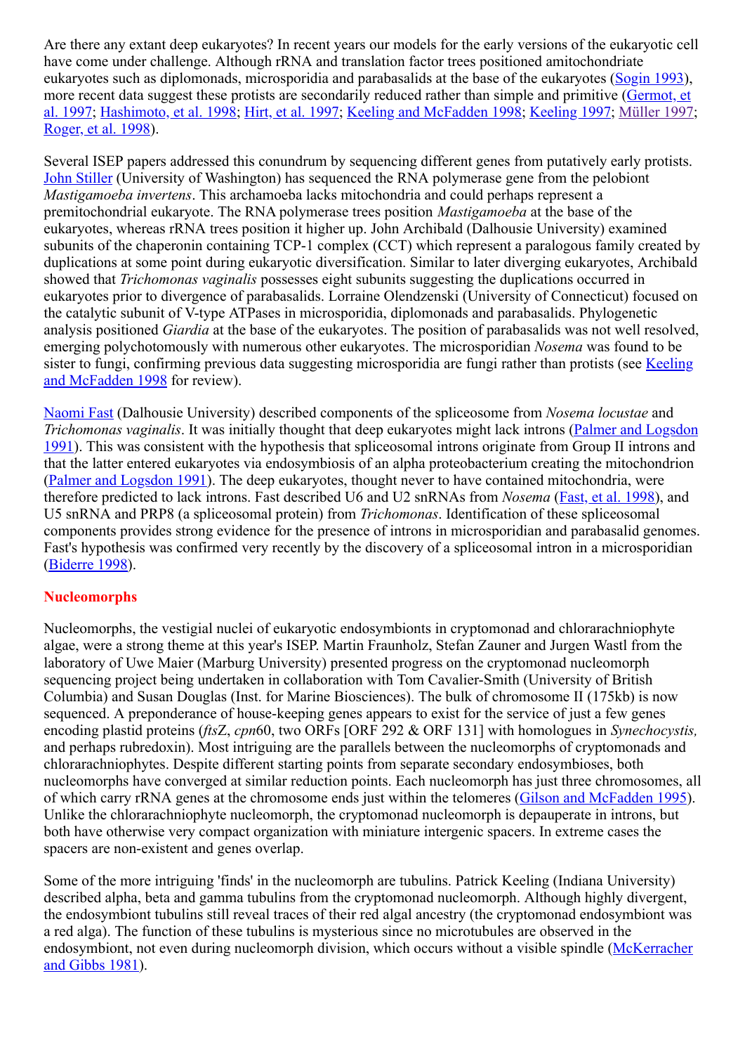Are there any extant deep eukaryotes? In recent years our models for the early versions of the eukaryotic cell have come under challenge. Although rRNA and translation factor trees positioned amitochondriate eukaryotes such as diplomonads, microsporidia and parabasalids at the base of the eukaryotes (Sogin 1993), more recent data suggest these protists are secondarily reduced rather than simple and primitive (Germot, et al. 1997; Hashimoto, et al. 1998; Hirt, et al. 1997; Keeling and McFadden 1998; Keeling 1997; Müller 1997; Roger, et al. 1998).

Several ISEP papers addressed this conundrum by sequencing different genes from putatively early protists. John Stiller (University of Washington) has sequenced the RNA polymerase gene from the pelobiont *Mastigamoeba invertens*. This archamoeba lacks mitochondria and could perhaps represent a premitochondrial eukaryote. The RNA polymerase trees position *Mastigamoeba* at the base of the eukaryotes, whereas rRNA trees position it higher up. John Archibald (Dalhousie University) examined subunits of the chaperonin containing TCP-1 complex (CCT) which represent a paralogous family created by duplications at some point during eukaryotic diversification. Similar to later diverging eukaryotes, Archibald showed that *Trichomonas vaginalis* possesses eight subunits suggesting the duplications occurred in eukaryotes prior to divergence of parabasalids. Lorraine Olendzenski (University of Connecticut) focused on the catalytic subunit of V-type ATPases in microsporidia, diplomonads and parabasalids. Phylogenetic analysis positioned *Giardia* at the base of the eukaryotes. The position of parabasalids was not well resolved, emerging polychotomously with numerous other eukaryotes. The microsporidian *Nosema* was found to be sister to fungi, confirming previous data suggesting microsporidia are fungi rather than protists (see Keeling and McFadden 1998 for review).

Naomi Fast (Dalhousie University) described components of the spliceosome from *Nosema locustae* and *Trichomonas vaginalis*. It was initially thought that deep eukaryotes might lack introns (Palmer and Logsdon 1991). This was consistent with the hypothesis that spliceosomal introns originate from Group II introns and that the latter entered eukaryotes via endosymbiosis of an alpha proteobacterium creating the mitochondrion (Palmer and Logsdon 1991). The deep eukaryotes, thought never to have contained mitochondria, were therefore predicted to lack introns. Fast described U6 and U2 snRNAs from *Nosema* (Fast, et al. 1998), and U5 snRNA and PRP8 (a spliceosomal protein) from *Trichomonas*. Identification of these spliceosomal components provides strong evidence for the presence of introns in microsporidian and parabasalid genomes. Fast's hypothesis was confirmed very recently by the discovery of a spliceosomal intron in a microsporidian (Biderre 1998).

## Nucleomorphs

Nucleomorphs, the vestigial nuclei of eukaryotic endosymbionts in cryptomonad and chlorarachniophyte algae, were a strong theme at this year's ISEP. Martin Fraunholz, Stefan Zauner and Jurgen Wastl from the laboratory of Uwe Maier (Marburg University) presented progress on the cryptomonad nucleomorph sequencing project being undertaken in collaboration with Tom Cavalier-Smith (University of British Columbia) and Susan Douglas (Inst. for Marine Biosciences). The bulk of chromosome II (175kb) is now sequenced. A preponderance of house-keeping genes appears to exist for the service of just a few genes encoding plastid proteins (*fts*Z, *cpn*60, two ORFs [ORF 292 & ORF 131] with homologues in *Synechocystis,* and perhaps rubredoxin). Most intriguing are the parallels between the nucleomorphs of cryptomonads and chlorarachniophytes. Despite different starting points from separate secondary endosymbioses, both nucleomorphs have converged at similar reduction points. Each nucleomorph has just three chromosomes, all of which carry rRNA genes at the chromosome ends just within the telomeres (Gilson and McFadden 1995). Unlike the chlorarachniophyte nucleomorph, the cryptomonad nucleomorph is depauperate in introns, but both have otherwise very compact organization with miniature intergenic spacers. In extreme cases the spacers are non-existent and genes overlap.

Some of the more intriguing 'finds' in the nucleomorph are tubulins. Patrick Keeling (Indiana University) described alpha, beta and gamma tubulins from the cryptomonad nucleomorph. Although highly divergent, the endosymbiont tubulins still reveal traces of their red algal ancestry (the cryptomonad endosymbiont was a red alga). The function of these tubulins is mysterious since no microtubules are observed in the endosymbiont, not even during nucleomorph division, which occurs without a visible spindle (McKerracher and Gibbs 1981).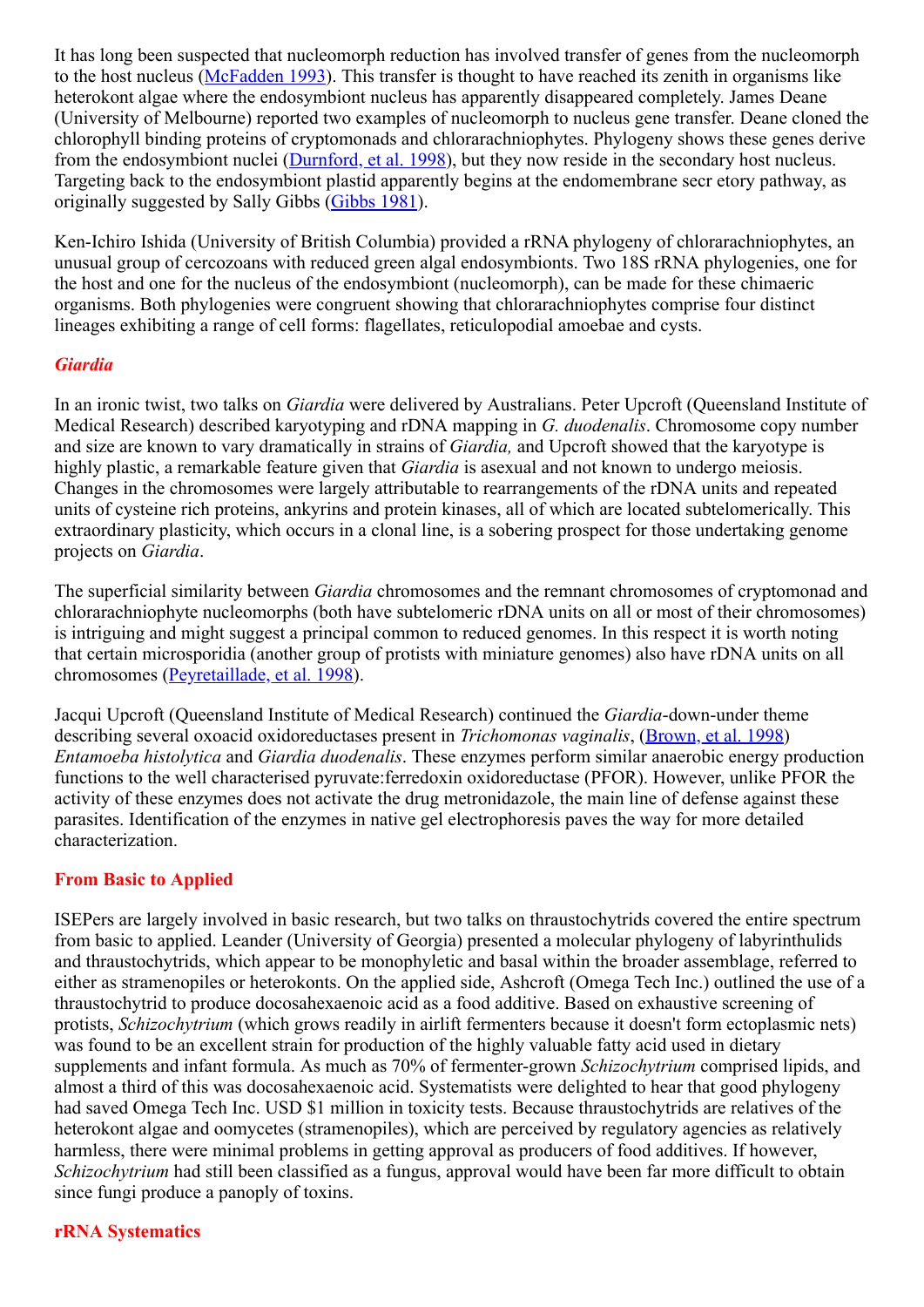It has long been suspected that nucleomorph reduction has involved transfer of genes from the nucleomorph to the host nucleus (McFadden 1993). This transfer is thought to have reached its zenith in organisms like heterokont algae where the endosymbiont nucleus has apparently disappeared completely. James Deane (University of Melbourne) reported two examples of nucleomorph to nucleus gene transfer. Deane cloned the chlorophyll binding proteins of cryptomonads and chlorarachniophytes. Phylogeny shows these genes derive from the endosymbiont nuclei (Durnford, et al. 1998), but they now reside in the secondary host nucleus. Targeting back to the endosymbiont plastid apparently begins at the endomembrane secr etory pathway, as originally suggested by Sally Gibbs (Gibbs 1981).

Ken-Ichiro Ishida (University of British Columbia) provided a rRNA phylogeny of chlorarachniophytes, an unusual group of cercozoans with reduced green algal endosymbionts. Two 18S rRNA phylogenies, one for the host and one for the nucleus of the endosymbiont (nucleomorph), can be made for these chimaeric organisms. Both phylogenies were congruent showing that chlorarachniophytes comprise four distinct lineages exhibiting a range of cell forms: flagellates, reticulopodial amoebae and cysts.

### *Giardia*

In an ironic twist, two talks on *Giardia* were delivered by Australians. Peter Upcroft (Queensland Institute of Medical Research) described karyotyping and rDNA mapping in *G. duodenalis*. Chromosome copy number and size are known to vary dramatically in strains of *Giardia,* and Upcroft showed that the karyotype is highly plastic, a remarkable feature given that *Giardia* is asexual and not known to undergo meiosis. Changes in the chromosomes were largely attributable to rearrangements of the rDNA units and repeated units of cysteine rich proteins, ankyrins and protein kinases, all of which are located subtelomerically. This extraordinary plasticity, which occurs in a clonal line, is a sobering prospect for those undertaking genome projects on *Giardia*.

The superficial similarity between *Giardia* chromosomes and the remnant chromosomes of cryptomonad and chlorarachniophyte nucleomorphs (both have subtelomeric rDNA units on all or most of their chromosomes) is intriguing and might suggest a principal common to reduced genomes. In this respect it is worth noting that certain microsporidia (another group of protists with miniature genomes) also have rDNA units on all chromosomes (Peyretaillade, et al. 1998).

Jacqui Upcroft (Queensland Institute of Medical Research) continued the *Giardia*-down-under theme describing several oxoacid oxidoreductases present in *Trichomonas vaginalis*, (Brown, et al. 1998) *Entamoeba histolytica* and *Giardia duodenalis*. These enzymes perform similar anaerobic energy production functions to the well characterised pyruvate:ferredoxin oxidoreductase (PFOR). However, unlike PFOR the activity of these enzymes does not activate the drug metronidazole, the main line of defense against these parasites. Identification of the enzymes in native gel electrophoresis paves the way for more detailed characterization.

### From Basic to Applied

ISEPers are largely involved in basic research, but two talks on thraustochytrids covered the entire spectrum from basic to applied. Leander (University of Georgia) presented a molecular phylogeny of labyrinthulids and thraustochytrids, which appear to be monophyletic and basal within the broader assemblage, referred to either as stramenopiles or heterokonts. On the applied side, Ashcroft (Omega Tech Inc.) outlined the use of a thraustochytrid to produce docosahexaenoic acid as a food additive. Based on exhaustive screening of protists, *Schizochytrium* (which grows readily in airlift fermenters because it doesn't form ectoplasmic nets) was found to be an excellent strain for production of the highly valuable fatty acid used in dietary supplements and infant formula. As much as 70% of fermenter-grown *Schizochytrium* comprised lipids, and almost a third of this was docosahexaenoic acid. Systematists were delighted to hear that good phylogeny had saved Omega Tech Inc. USD $1 million in toxicity tests. Because thraustochytrids are relatives of the heterokont algae and oomycetes (stramenopiles), which are perceived by regulatory agencies as relatively harmless, there were minimal problems in getting approval as producers of food additives. If however, *Schizochytrium* had still been classified as a fungus, approval would have been far more difficult to obtain since fungi produce a panoply of toxins.

### rRNA Systematics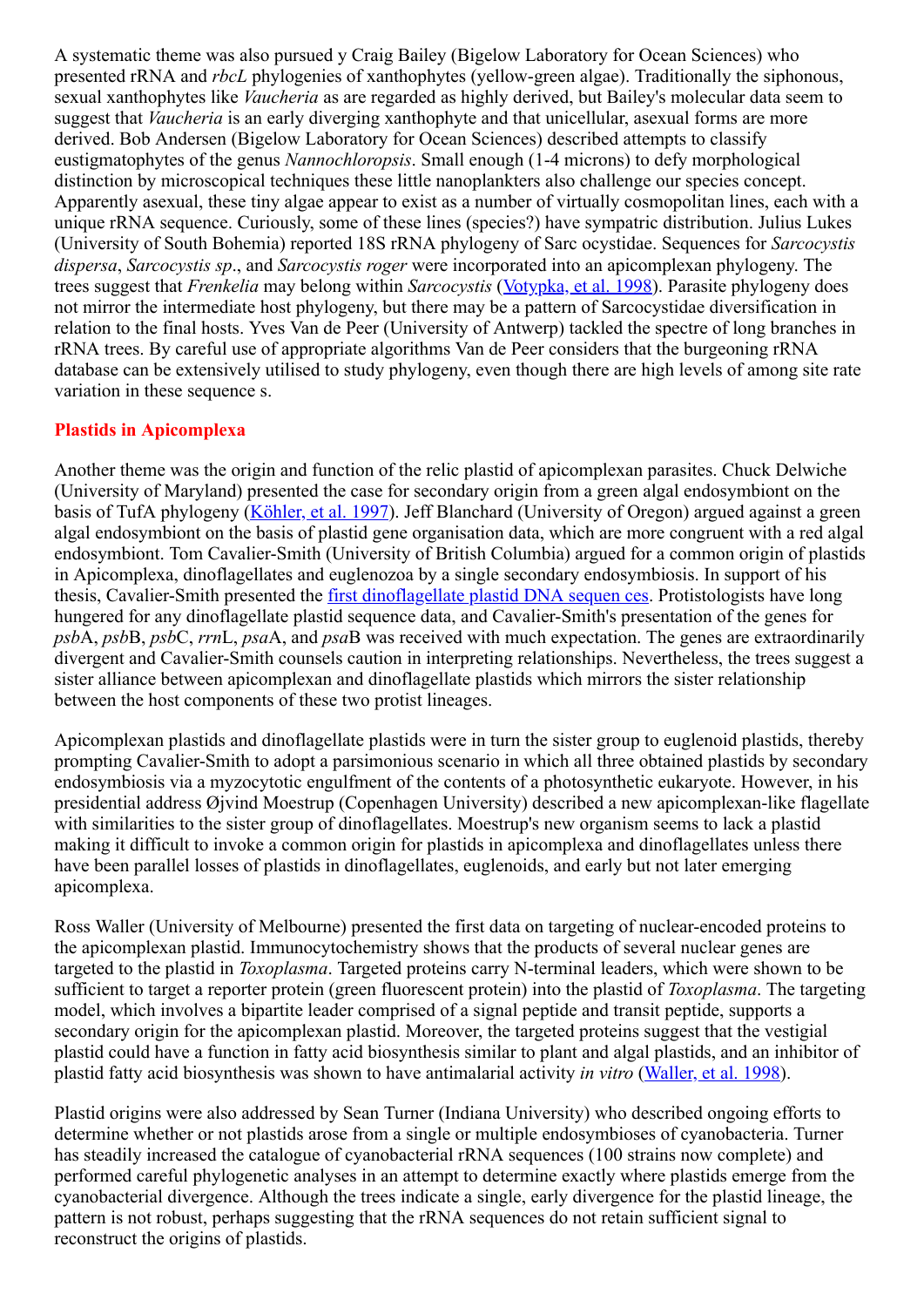A systematic theme was also pursued y Craig Bailey (Bigelow Laboratory for Ocean Sciences) who presented rRNA and *rbcL* phylogenies of xanthophytes (yellow-green algae). Traditionally the siphonous, sexual xanthophytes like *Vaucheria* as are regarded as highly derived, but Bailey's molecular data seem to suggest that *Vaucheria* is an early diverging xanthophyte and that unicellular, asexual forms are more derived. Bob Andersen (Bigelow Laboratory for Ocean Sciences) described attempts to classify eustigmatophytes of the genus *Nannochloropsis*. Small enough (1-4 microns) to defy morphological distinction by microscopical techniques these little nanoplankters also challenge our species concept. Apparently asexual, these tiny algae appear to exist as a number of virtually cosmopolitan lines, each with a unique rRNA sequence. Curiously, some of these lines (species?) have sympatric distribution. Julius Lukes (University of South Bohemia) reported 18S rRNA phylogeny of Sarc ocystidae. Sequences for *Sarcocystis dispersa*, *Sarcocystis sp*., and *Sarcocystis roger* were incorporated into an apicomplexan phylogeny. The trees suggest that *Frenkelia* may belong within *Sarcocystis* (Votypka, et al. 1998). Parasite phylogeny does not mirror the intermediate host phylogeny, but there may be a pattern of Sarcocystidae diversification in relation to the final hosts. Yves Van de Peer (University of Antwerp) tackled the spectre of long branches in rRNA trees. By careful use of appropriate algorithms Van de Peer considers that the burgeoning rRNA database can be extensively utilised to study phylogeny, even though there are high levels of among site rate variation in these sequence s.

## Plastids in Apicomplexa

Another theme was the origin and function of the relic plastid of apicomplexan parasites. Chuck Delwiche (University of Maryland) presented the case for secondary origin from a green algal endosymbiont on the basis of TufA phylogeny (Köhler, et al. 1997). Jeff Blanchard (University of Oregon) argued against a green algal endosymbiont on the basis of plastid gene organisation data, which are more congruent with a red algal endosymbiont. Tom Cavalier-Smith (University of British Columbia) argued for a common origin of plastids in Apicomplexa, dinoflagellates and euglenozoa by a single secondary endosymbiosis. In support of his thesis, Cavalier-Smith presented the first dinoflagellate plastid DNA sequen ces. Protistologists have long hungered for any dinoflagellate plastid sequence data, and Cavalier-Smith's presentation of the genes for *psb*A, *psb*B, *psb*C, *rrn*L, *psa*A, and *psa*B was received with much expectation. The genes are extraordinarily divergent and Cavalier-Smith counsels caution in interpreting relationships. Nevertheless, the trees suggest a sister alliance between apicomplexan and dinoflagellate plastids which mirrors the sister relationship between the host components of these two protist lineages.

Apicomplexan plastids and dinoflagellate plastids were in turn the sister group to euglenoid plastids, thereby prompting Cavalier-Smith to adopt a parsimonious scenario in which all three obtained plastids by secondary endosymbiosis via a myzocytotic engulfment of the contents of a photosynthetic eukaryote. However, in his presidential address Øjvind Moestrup (Copenhagen University) described a new apicomplexan-like flagellate with similarities to the sister group of dinoflagellates. Moestrup's new organism seems to lack a plastid making it difficult to invoke a common origin for plastids in apicomplexa and dinoflagellates unless there have been parallel losses of plastids in dinoflagellates, euglenoids, and early but not later emerging apicomplexa.

Ross Waller (University of Melbourne) presented the first data on targeting of nuclear-encoded proteins to the apicomplexan plastid. Immunocytochemistry shows that the products of several nuclear genes are targeted to the plastid in *Toxoplasma*. Targeted proteins carry N-terminal leaders, which were shown to be sufficient to target a reporter protein (green fluorescent protein) into the plastid of *Toxoplasma*. The targeting model, which involves a bipartite leader comprised of a signal peptide and transit peptide, supports a secondary origin for the apicomplexan plastid. Moreover, the targeted proteins suggest that the vestigial plastid could have a function in fatty acid biosynthesis similar to plant and algal plastids, and an inhibitor of plastid fatty acid biosynthesis was shown to have antimalarial activity *in vitro* (Waller, et al. 1998).

Plastid origins were also addressed by Sean Turner (Indiana University) who described ongoing efforts to determine whether or not plastids arose from a single or multiple endosymbioses of cyanobacteria. Turner has steadily increased the catalogue of cyanobacterial rRNA sequences (100 strains now complete) and performed careful phylogenetic analyses in an attempt to determine exactly where plastids emerge from the cyanobacterial divergence. Although the trees indicate a single, early divergence for the plastid lineage, the pattern is not robust, perhaps suggesting that the rRNA sequences do not retain sufficient signal to reconstruct the origins of plastids.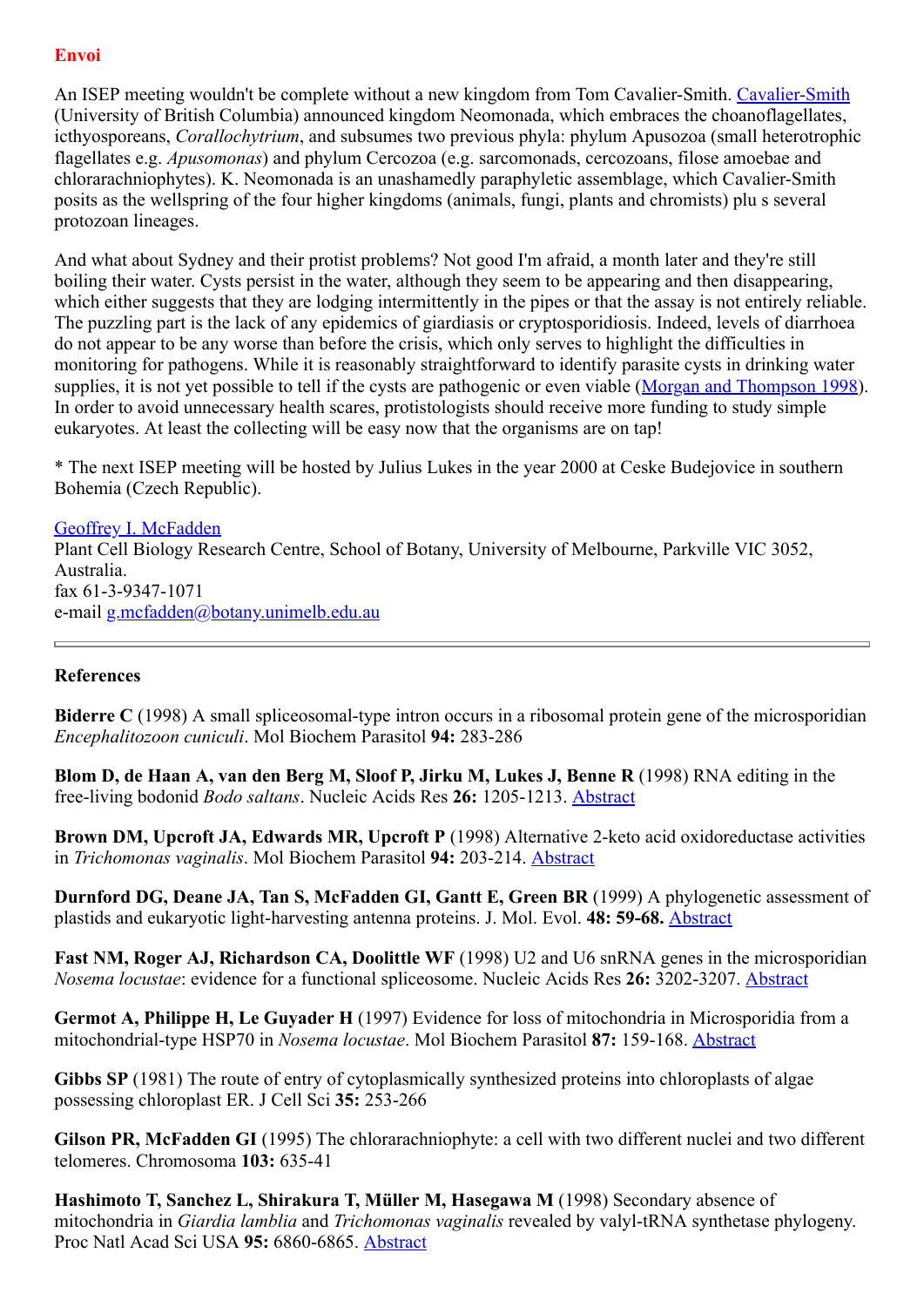## Envoi

An ISEP meeting wouldn't be complete without a new kingdom from Tom Cavalier-Smith. Cavalier-Smith (University of British Columbia) announced kingdom Neomonada, which embraces the choanoflagellates, icthyosporeans, *Corallochytrium*, and subsumes two previous phyla: phylum Apusozoa (small heterotrophic flagellates e.g. *Apusomonas*) and phylum Cercozoa (e.g. sarcomonads, cercozoans, filose amoebae and chlorarachniophytes). K. Neomonada is an unashamedly paraphyletic assemblage, which Cavalier-Smith posits as the wellspring of the four higher kingdoms (animals, fungi, plants and chromists) plu s several protozoan lineages.

And what about Sydney and their protist problems? Not good I'm afraid, a month later and they're still boiling their water. Cysts persist in the water, although they seem to be appearing and then disappearing, which either suggests that they are lodging intermittently in the pipes or that the assay is not entirely reliable. The puzzling part is the lack of any epidemics of giardiasis or cryptosporidiosis. Indeed, levels of diarrhoea do not appear to be any worse than before the crisis, which only serves to highlight the difficulties in monitoring for pathogens. While it is reasonably straightforward to identify parasite cysts in drinking water supplies, it is not yet possible to tell if the cysts are pathogenic or even viable (Morgan and Thompson 1998). In order to avoid unnecessary health scares, protistologists should receive more funding to study simple eukaryotes. At least the collecting will be easy now that the organisms are on tap!

* The next ISEP meeting will be hosted by Julius Lukes in the year 2000 at Ceske Budejovice in southern Bohemia (Czech Republic).

Geoffrey I. McFadden
Plant Cell Biology Research Centre, School of Botany, University of Melbourne, Parkville VIC 3052, Australia.
fax 61-3-9347-1071
e-mail g.mcfadden@botany.unimelb.edu.au

---

### References

**Biderre C** (1998) A small spliceosomal-type intron occurs in a ribosomal protein gene of the microsporidian *Encephalitozoon cuniculi*. Mol Biochem Parasitol **94:** 283-286

**Blom D, de Haan A, van den Berg M, Sloof P, Jirku M, Lukes J, Benne R** (1998) RNA editing in the free-living bodonid *Bodo saltans*. Nucleic Acids Res **26:** 1205-1213. Abstract

**Brown DM, Upcroft JA, Edwards MR, Upcroft P** (1998) Alternative 2-keto acid oxidoreductase activities in *Trichomonas vaginalis*. Mol Biochem Parasitol **94:** 203-214. Abstract

**Durnford DG, Deane JA, Tan S, McFadden GI, Gantt E, Green BR** (1999) A phylogenetic assessment of plastids and eukaryotic light-harvesting antenna proteins. J. Mol. Evol. **48: 59-68.** Abstract

**Fast NM, Roger AJ, Richardson CA, Doolittle WF** (1998) U2 and U6 snRNA genes in the microsporidian *Nosema locustae*: evidence for a functional spliceosome. Nucleic Acids Res **26:** 3202-3207. Abstract

**Germot A, Philippe H, Le Guyader H** (1997) Evidence for loss of mitochondria in Microsporidia from a mitochondrial-type HSP70 in *Nosema locustae*. Mol Biochem Parasitol **87:** 159-168. Abstract

**Gibbs SP** (1981) The route of entry of cytoplasmically synthesized proteins into chloroplasts of algae possessing chloroplast ER. J Cell Sci **35:** 253-266

**Gilson PR, McFadden GI** (1995) The chlorarachniophyte: a cell with two different nuclei and two different telomeres. Chromosoma **103:** 635-41

**Hashimoto T, Sanchez L, Shirakura T, Müller M, Hasegawa M** (1998) Secondary absence of mitochondria in *Giardia lamblia* and *Trichomonas vaginalis* revealed by valyl-tRNA synthetase phylogeny. Proc Natl Acad Sci USA **95:** 6860-6865. Abstract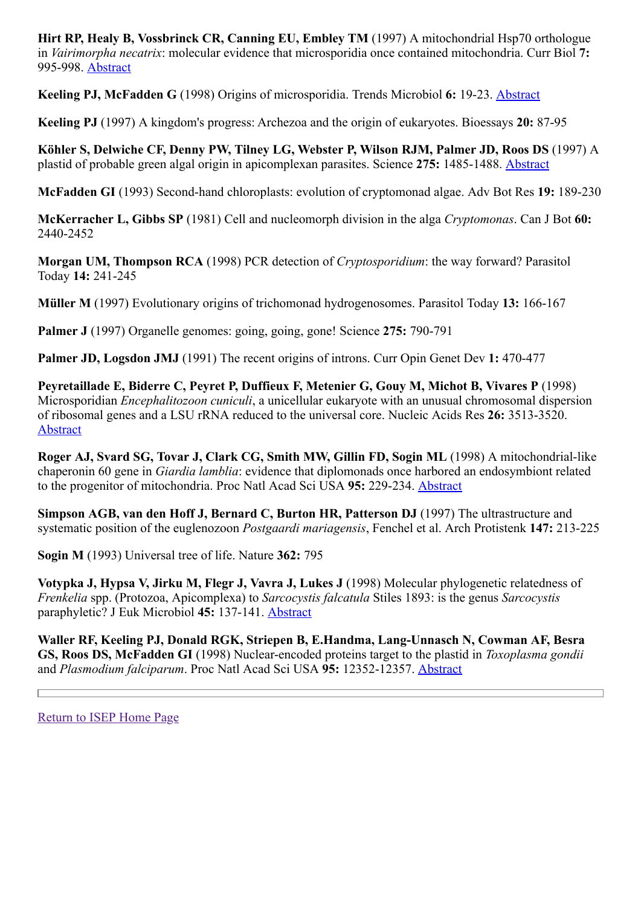**Hirt RP, Healy B, Vossbrinck CR, Canning EU, Embley TM** (1997) A mitochondrial Hsp70 orthologue in *Vairimorpha necatrix*: molecular evidence that microsporidia once contained mitochondria. Curr Biol **7:** 995-998. Abstract

**Keeling PJ, McFadden G** (1998) Origins of microsporidia. Trends Microbiol **6:** 19-23. Abstract

**Keeling PJ** (1997) A kingdom's progress: Archezoa and the origin of eukaryotes. Bioessays **20:** 87-95

**Köhler S, Delwiche CF, Denny PW, Tilney LG, Webster P, Wilson RJM, Palmer JD, Roos DS** (1997) A plastid of probable green algal origin in apicomplexan parasites. Science **275:** 1485-1488. Abstract

**McFadden GI** (1993) Second-hand chloroplasts: evolution of cryptomonad algae. Adv Bot Res **19:** 189-230

**McKerracher L, Gibbs SP** (1981) Cell and nucleomorph division in the alga *Cryptomonas*. Can J Bot **60:** 2440-2452

**Morgan UM, Thompson RCA** (1998) PCR detection of *Cryptosporidium*: the way forward? Parasitol Today **14:** 241-245

**Müller M** (1997) Evolutionary origins of trichomonad hydrogenosomes. Parasitol Today **13:** 166-167

**Palmer J** (1997) Organelle genomes: going, going, gone! Science **275:** 790-791

**Palmer JD, Logsdon JMJ** (1991) The recent origins of introns. Curr Opin Genet Dev **1:** 470-477

**Peyretaillade E, Biderre C, Peyret P, Duffieux F, Metenier G, Gouy M, Michot B, Vivares P** (1998) Microsporidian *Encephalitozoon cuniculi*, a unicellular eukaryote with an unusual chromosomal dispersion of ribosomal genes and a LSU rRNA reduced to the universal core. Nucleic Acids Res **26:** 3513-3520. Abstract

**Roger AJ, Svard SG, Tovar J, Clark CG, Smith MW, Gillin FD, Sogin ML** (1998) A mitochondrial-like chaperonin 60 gene in *Giardia lamblia*: evidence that diplomonads once harbored an endosymbiont related to the progenitor of mitochondria. Proc Natl Acad Sci USA **95:** 229-234. Abstract

**Simpson AGB, van den Hoff J, Bernard C, Burton HR, Patterson DJ** (1997) The ultrastructure and systematic position of the euglenozoon *Postgaardi mariagensis*, Fenchel et al. Arch Protistenk **147:** 213-225

**Sogin M** (1993) Universal tree of life. Nature **362:** 795

**Votypka J, Hypsa V, Jirku M, Flegr J, Vavra J, Lukes J** (1998) Molecular phylogenetic relatedness of *Frenkelia* spp. (Protozoa, Apicomplexa) to *Sarcocystis falcatula* Stiles 1893: is the genus *Sarcocystis* paraphyletic? J Euk Microbiol **45:** 137-141. Abstract

**Waller RF, Keeling PJ, Donald RGK, Striepen B, E.Handma, Lang-Unnasch N, Cowman AF, Besra GS, Roos DS, McFadden GI** (1998) Nuclear-encoded proteins target to the plastid in *Toxoplasma gondii* and *Plasmodium falciparum*. Proc Natl Acad Sci USA **95:** 12352-12357. Abstract

---

Return to ISEP Home Page